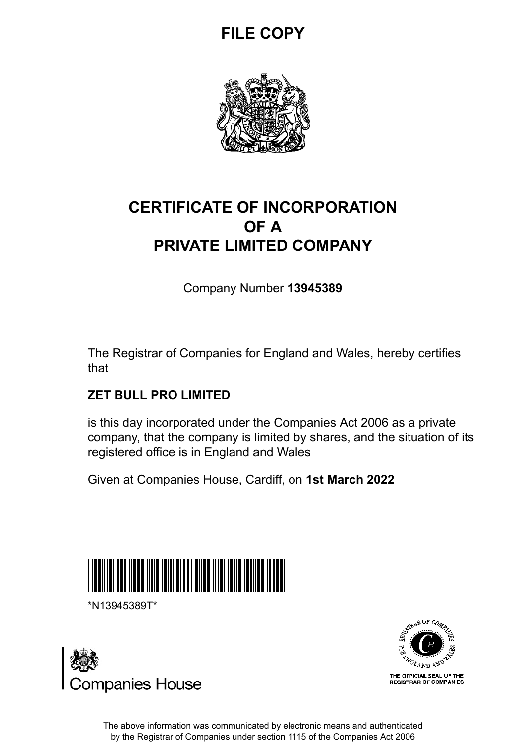**FILE COPY**

# CERTIFICATE OF INCORPORATION
# OF A
# PRIVATE LIMITED COMPANY

Company Number **13945389**

The Registrar of Companies for England and Wales, hereby certifies that

**ZET BULL PRO LIMITED**

is this day incorporated under the Companies Act 2006 as a private company, that the company is limited by shares, and the situation of its registered office is in England and Wales

Given at Companies House, Cardiff, on **1st March 2022**

*N13945389T*

Companies House

THE OFFICIAL SEAL OF THE REGISTRAR OF COMPANIES

The above information was communicated by electronic means and authenticated by the Registrar of Companies under section 1115 of the Companies Act 2006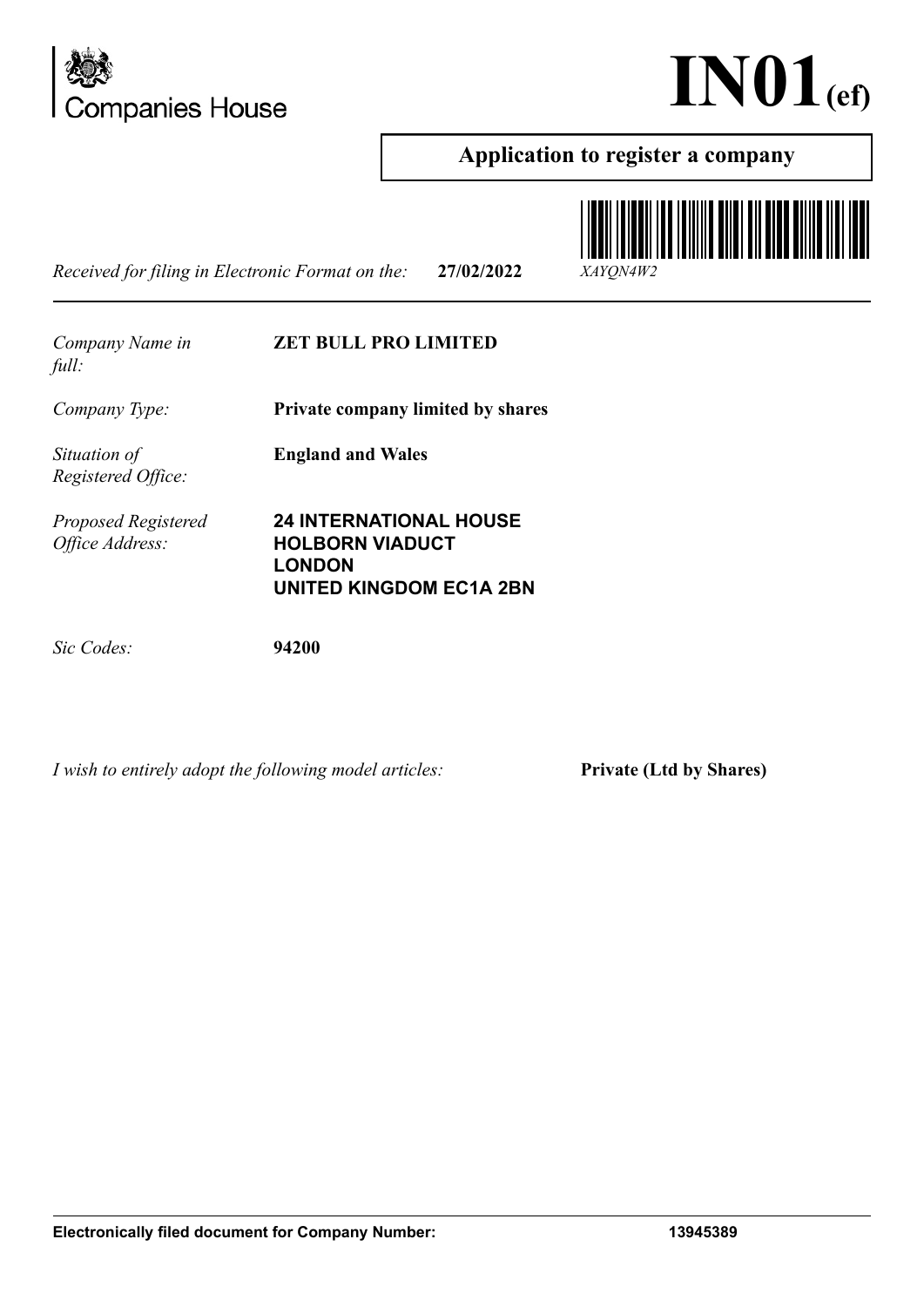Companies House

# IN01(ef)

## Application to register a company

*Received for filing in Electronic Format on the:* **27/02/2022** *XAYQN4W2*

| | |
|---|---|
| *Company Name in full:* | **ZET BULL PRO LIMITED** |
| *Company Type:* | **Private company limited by shares** |
| *Situation of Registered Office:* | **England and Wales** |
| *Proposed Registered Office Address:* | **24 INTERNATIONAL HOUSE<br>HOLBORN VIADUCT<br>LONDON<br>UNITED KINGDOM EC1A 2BN** |
| *Sic Codes:* | **94200** |

*I wish to entirely adopt the following model articles:* **Private (Ltd by Shares)**

**Electronically filed document for Company Number: 13945389**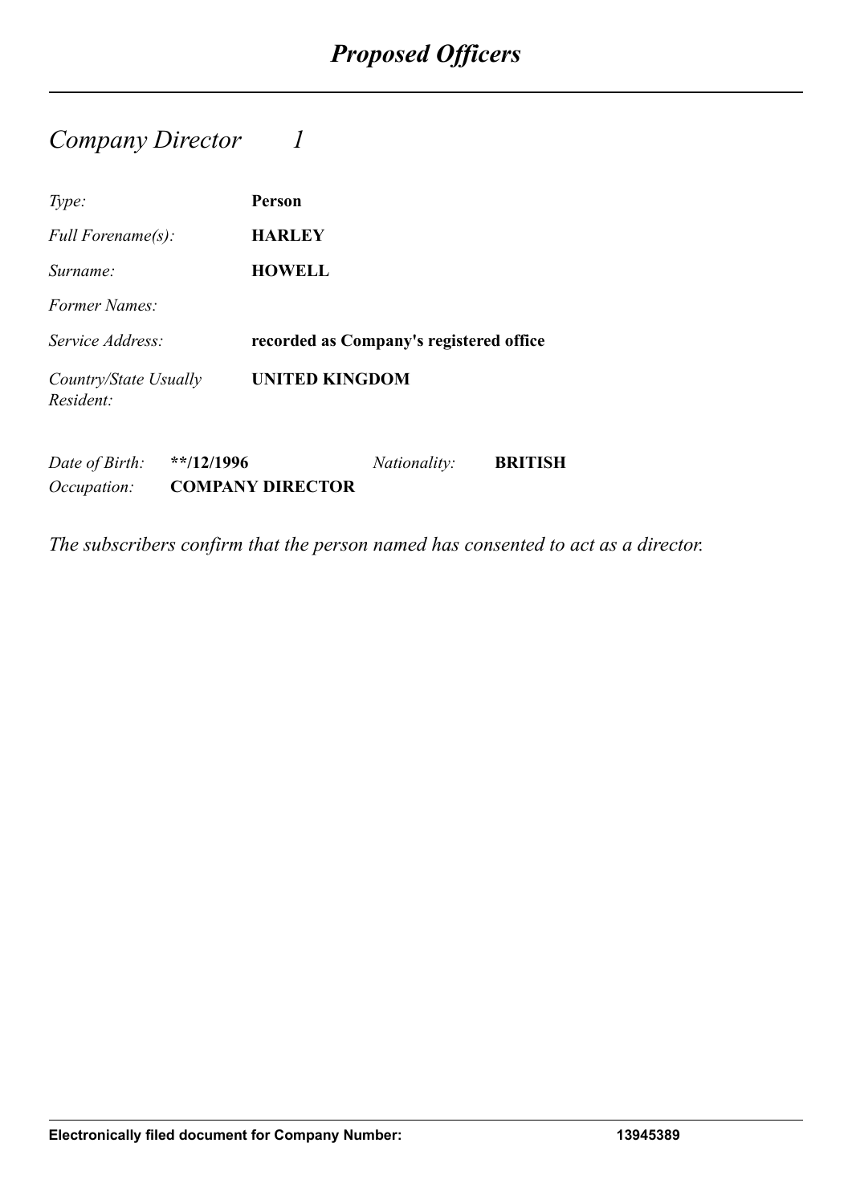# *Proposed Officers*

## *Company Director 1*

| | |
|---|---|
| *Type:* | **Person** |
| *Full Forename(s):* | **HARLEY** |
| *Surname:* | **HOWELL** |
| *Former Names:* | |
| *Service Address:* | **recorded as Company's registered office** |
| *Country/State Usually Resident:* | **UNITED KINGDOM** |

*Date of Birth:* **\*\*/12/1996** *Nationality:* **BRITISH**
*Occupation:* **COMPANY DIRECTOR**

*The subscribers confirm that the person named has consented to act as a director.*

**Electronically filed document for Company Number: 13945389**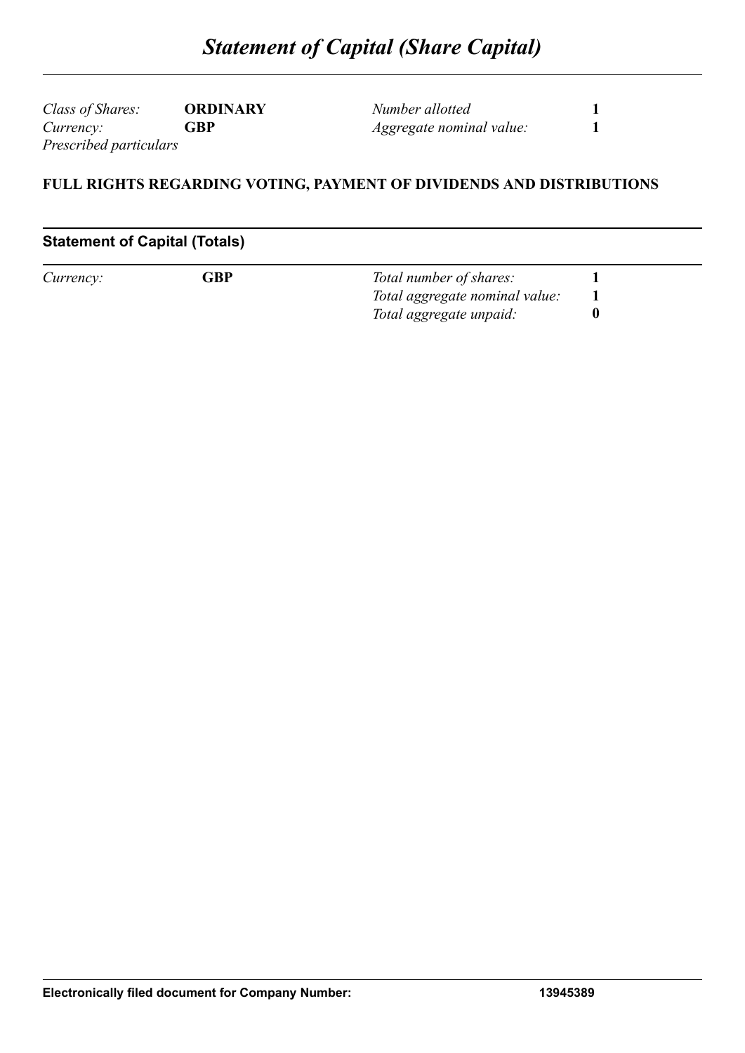# *Statement of Capital (Share Capital)*

| | | | |
|---|---|---|---|
| *Class of Shares:* | **ORDINARY** | *Number allotted* | **1** |
| *Currency:* | **GBP** | *Aggregate nominal value:* | **1** |

*Prescribed particulars*

**FULL RIGHTS REGARDING VOTING, PAYMENT OF DIVIDENDS AND DISTRIBUTIONS**

## Statement of Capital (Totals)

| | | | |
|---|---|---|---|
| *Currency:* | **GBP** | *Total number of shares:* | **1** |
| | | *Total aggregate nominal value:* | **1** |
| | | *Total aggregate unpaid:* | **0** |

**Electronically filed document for Company Number: 13945389**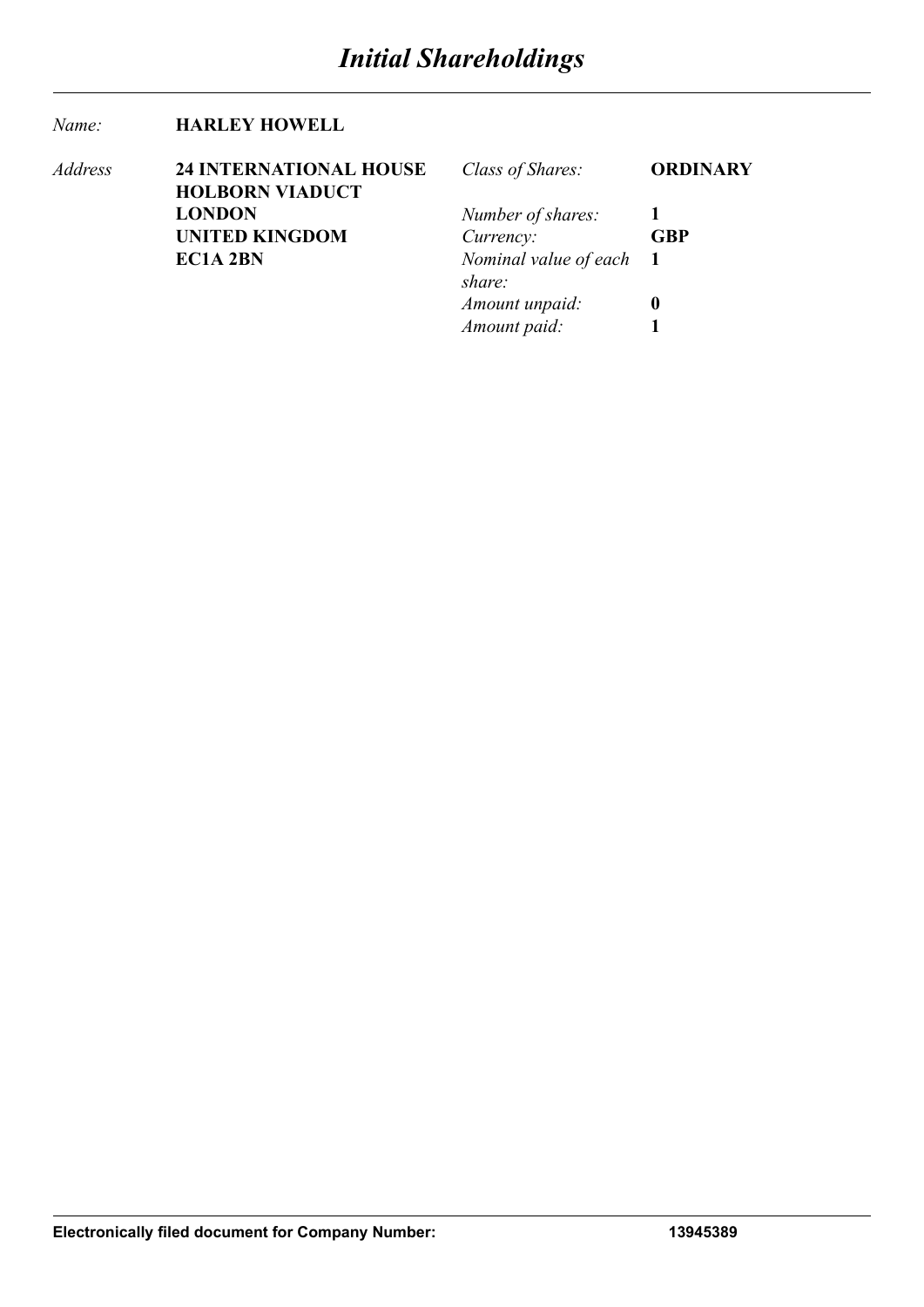# *Initial Shareholdings*

| | | | |
|---|---|---|---|
| *Name:* | **HARLEY HOWELL** | | |
| *Address* | **24 INTERNATIONAL HOUSE HOLBORN VIADUCT** | *Class of Shares:* | **ORDINARY** |
| | **LONDON** | *Number of shares:* | **1** |
| | **UNITED KINGDOM** | *Currency:* | **GBP** |
| | **EC1A 2BN** | *Nominal value of each share:* | **1** |
| | | *Amount unpaid:* | **0** |
| | | *Amount paid:* | **1** |

**Electronically filed document for Company Number: 13945389**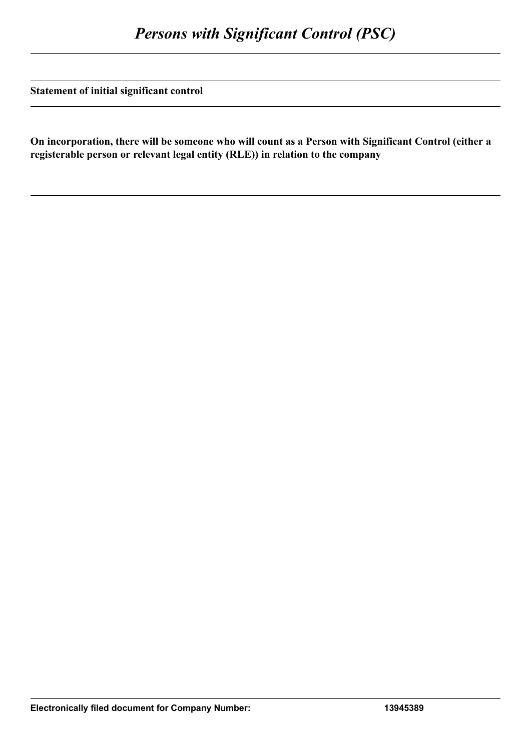# *Persons with Significant Control (PSC)*

**Statement of initial significant control**

**On incorporation, there will be someone who will count as a Person with Significant Control (either a registerable person or relevant legal entity (RLE)) in relation to the company**

**Electronically filed document for Company Number: 13945389**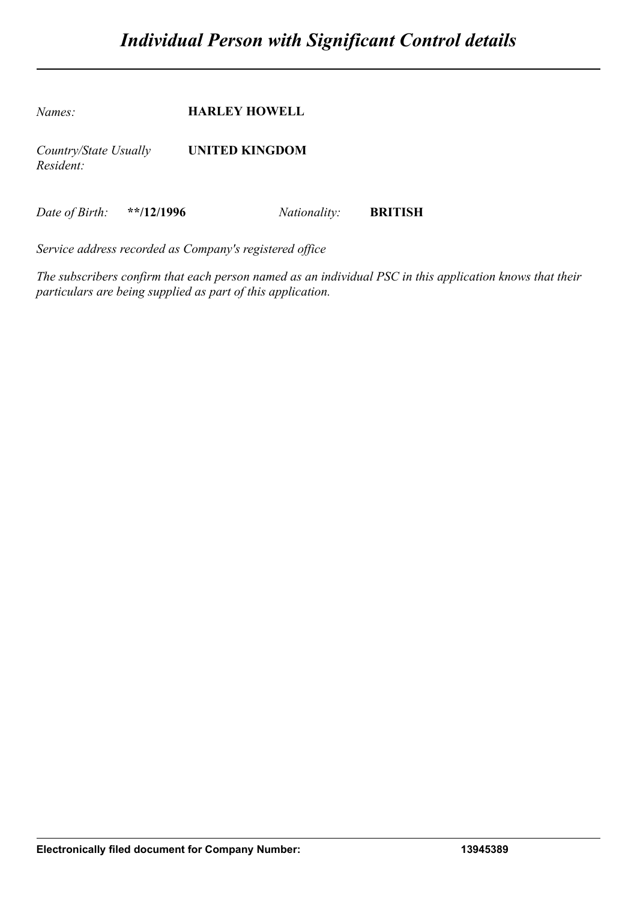# *Individual Person with Significant Control details*

*Names:* **HARLEY HOWELL**

*Country/State Usually Resident:* **UNITED KINGDOM**

*Date of Birth:* **\*\*/12/1996** *Nationality:* **BRITISH**

*Service address recorded as Company's registered office*

*The subscribers confirm that each person named as an individual PSC in this application knows that their particulars are being supplied as part of this application.*

**Electronically filed document for Company Number: 13945389**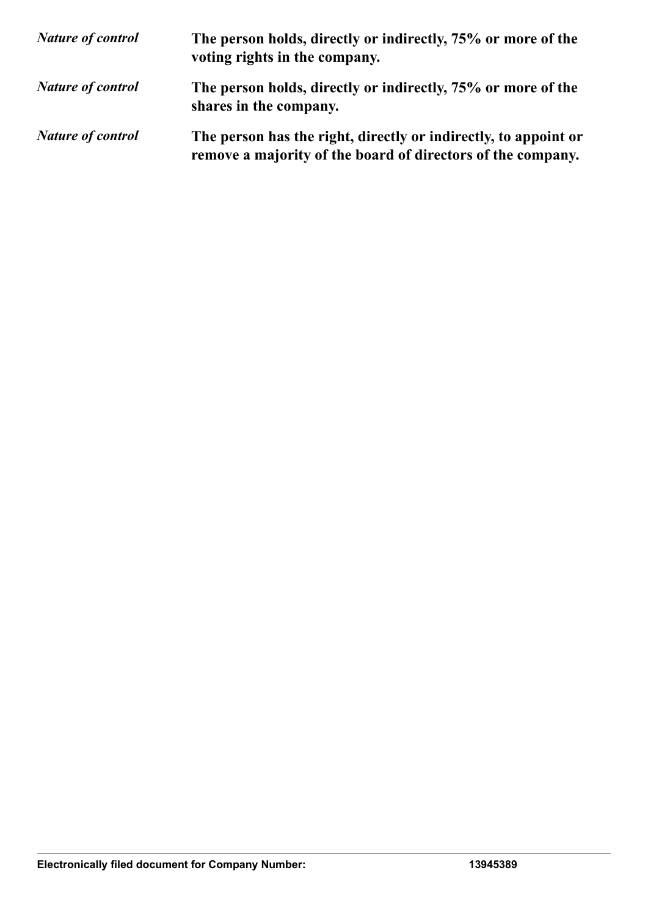*Nature of control* **The person holds, directly or indirectly, 75% or more of the voting rights in the company.**

*Nature of control* **The person holds, directly or indirectly, 75% or more of the shares in the company.**

*Nature of control* **The person has the right, directly or indirectly, to appoint or remove a majority of the board of directors of the company.**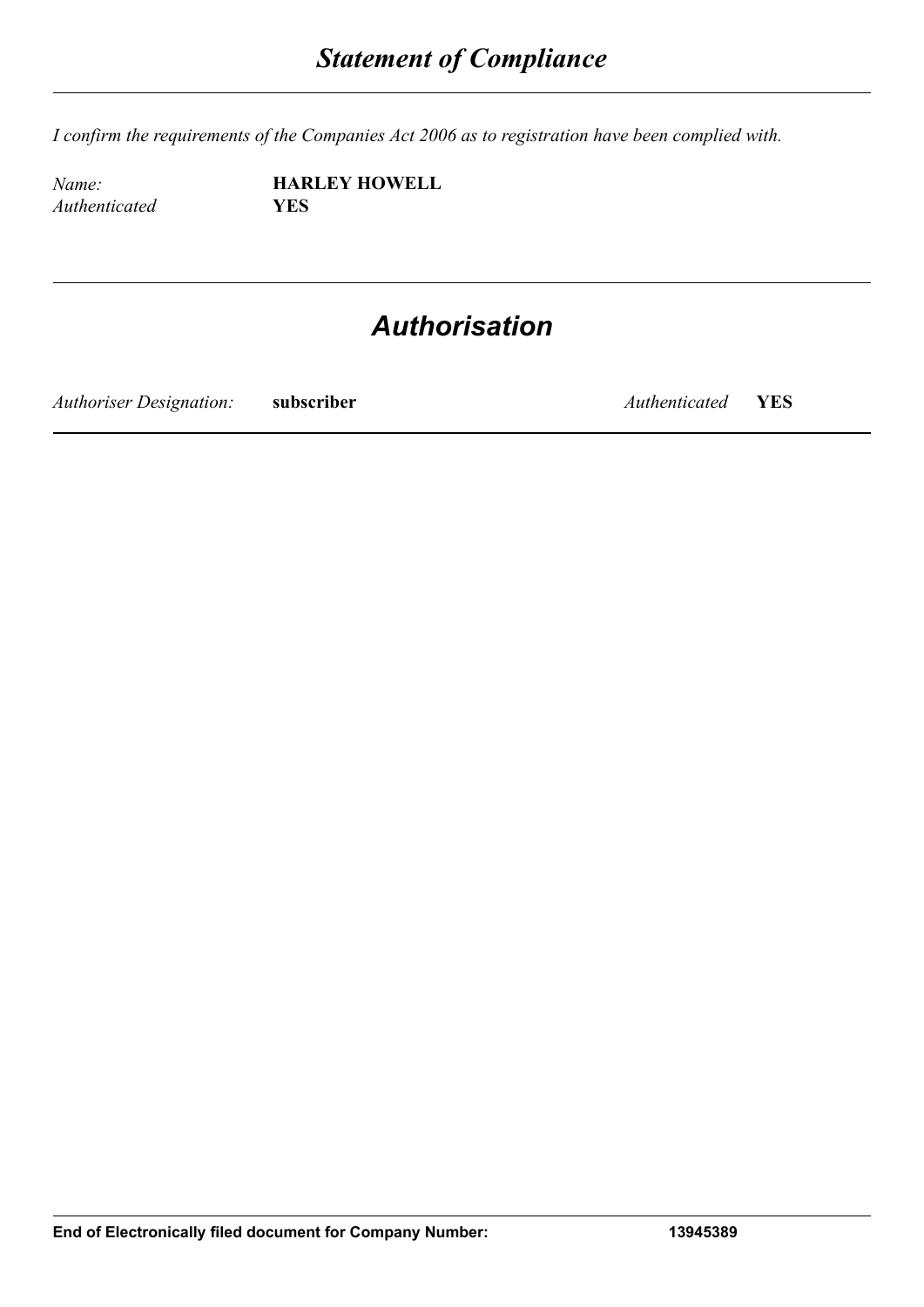## *Statement of Compliance*

*I confirm the requirements of the Companies Act 2006 as to registration have been complied with.*

| | |
|---|---|
| *Name:* | **HARLEY HOWELL** |
| *Authenticated* | **YES** |

## *Authorisation*

| | | | |
|---|---|---|---|
| *Authoriser Designation:* | **subscriber** | *Authenticated* | **YES** |

**End of Electronically filed document for Company Number: 13945389**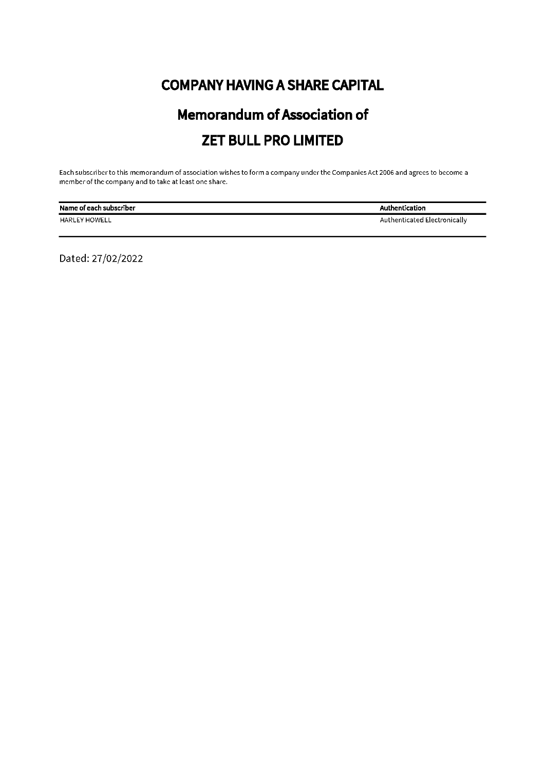# COMPANY HAVING A SHARE CAPITAL

## Memorandum of Association of

## ZET BULL PRO LIMITED

Each subscriber to this memorandum of association wishes to form a company under the Companies Act 2006 and agrees to become a member of the company and to take at least one share.

| Name of each subscriber | Authentication |
| --- | --- |
| HARLEY HOWELL | Authenticated Electronically |

Dated: 27/02/2022